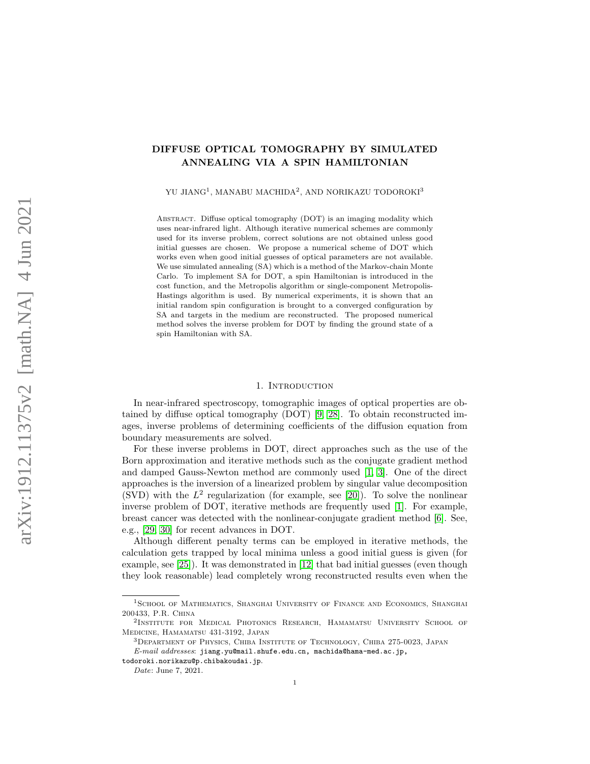# DIFFUSE OPTICAL TOMOGRAPHY BY SIMULATED ANNEALING VIA A SPIN HAMILTONIAN

YU JIANG[1], MANABU MACHIDA[2], AND NORIKAZU TODOROKI[3]

Abstract. Diffuse optical tomography (DOT) is an imaging modality which uses near-infrared light. Although iterative numerical schemes are commonly used for its inverse problem, correct solutions are not obtained unless good initial guesses are chosen. We propose a numerical scheme of DOT which works even when good initial guesses of optical parameters are not available. We use simulated annealing (SA) which is a method of the Markov-chain Monte Carlo. To implement SA for DOT, a spin Hamiltonian is introduced in the cost function, and the Metropolis algorithm or single-component Metropolis-Hastings algorithm is used. By numerical experiments, it is shown that an initial random spin configuration is brought to a converged configuration by SA and targets in the medium are reconstructed. The proposed numerical method solves the inverse problem for DOT by finding the ground state of a spin Hamiltonian with SA.

## 1. Introduction

In near-infrared spectroscopy, tomographic images of optical properties are obtained by diffuse optical tomography (DOT) [9, 28]. To obtain reconstructed images, inverse problems of determining coefficients of the diffusion equation from boundary measurements are solved.

For these inverse problems in DOT, direct approaches such as the use of the Born approximation and iterative methods such as the conjugate gradient method and damped Gauss-Newton method are commonly used [1, 3]. One of the direct approaches is the inversion of a linearized problem by singular value decomposition (SVD) with the $L^2$ regularization (for example, see [20]). To solve the nonlinear inverse problem of DOT, iterative methods are frequently used [1]. For example, breast cancer was detected with the nonlinear-conjugate gradient method [6]. See, e.g., [29, 30] for recent advances in DOT.

Although different penalty terms can be employed in iterative methods, the calculation gets trapped by local minima unless a good initial guess is given (for example, see [25]). It was demonstrated in [12] that bad initial guesses (even though they look reasonable) lead completely wrong reconstructed results even when the

---

[1]School of Mathematics, Shanghai University of Finance and Economics, Shanghai 200433, P.R. China

[2]Institute for Medical Photonics Research, Hamamatsu University School of Medicine, Hamamatsu 431-3192, Japan

[3]Department of Physics, Chiba Institute of Technology, Chiba 275-0023, Japan

*E-mail addresses*: jiang.yu@mail.shufe.edu.cn, machida@hama-med.ac.jp, todoroki.norikazu@p.chibakoudai.jp.

*Date*: June 7, 2021.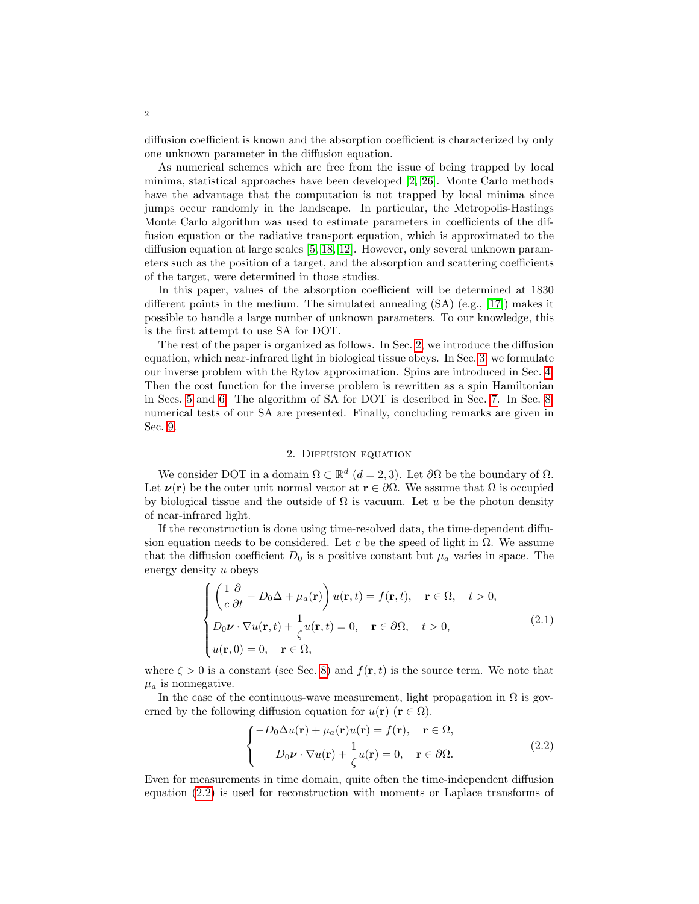diffusion coefficient is known and the absorption coefficient is characterized by only one unknown parameter in the diffusion equation.

As numerical schemes which are free from the issue of being trapped by local minima, statistical approaches have been developed [2, 26]. Monte Carlo methods have the advantage that the computation is not trapped by local minima since jumps occur randomly in the landscape. In particular, the Metropolis-Hastings Monte Carlo algorithm was used to estimate parameters in coefficients of the diffusion equation or the radiative transport equation, which is approximated to the diffusion equation at large scales [5, 18, 12]. However, only several unknown parameters such as the position of a target, and the absorption and scattering coefficients of the target, were determined in those studies.

In this paper, values of the absorption coefficient will be determined at 1830 different points in the medium. The simulated annealing (SA) (e.g., [17]) makes it possible to handle a large number of unknown parameters. To our knowledge, this is the first attempt to use SA for DOT.

The rest of the paper is organized as follows. In Sec. 2, we introduce the diffusion equation, which near-infrared light in biological tissue obeys. In Sec. 3, we formulate our inverse problem with the Rytov approximation. Spins are introduced in Sec. 4. Then the cost function for the inverse problem is rewritten as a spin Hamiltonian in Secs. 5 and 6. The algorithm of SA for DOT is described in Sec. 7. In Sec. 8, numerical tests of our SA are presented. Finally, concluding remarks are given in Sec. 9.

## 2. Diffusion equation

We consider DOT in a domain $\Omega \subset \mathbb{R}^d$ ($d = 2, 3$). Let $\partial\Omega$ be the boundary of $\Omega$. Let $\boldsymbol{\nu}(\mathbf{r})$ be the outer unit normal vector at $\mathbf{r} \in \partial\Omega$. We assume that $\Omega$ is occupied by biological tissue and the outside of $\Omega$ is vacuum. Let $u$ be the photon density of near-infrared light.

If the reconstruction is done using time-resolved data, the time-dependent diffusion equation needs to be considered. Let $c$ be the speed of light in $\Omega$. We assume that the diffusion coefficient $D_0$ is a positive constant but $\mu_a$ varies in space. The energy density $u$ obeys

$$
\begin{cases}
\left(\dfrac{1}{c}\dfrac{\partial}{\partial t} - D_0\Delta + \mu_a(\mathbf{r})\right) u(\mathbf{r}, t) = f(\mathbf{r}, t), \quad \mathbf{r} \in \Omega, \quad t > 0, \\
D_0 \boldsymbol{\nu} \cdot \nabla u(\mathbf{r}, t) + \dfrac{1}{\zeta} u(\mathbf{r}, t) = 0, \quad \mathbf{r} \in \partial\Omega, \quad t > 0, \\
u(\mathbf{r}, 0) = 0, \quad \mathbf{r} \in \Omega,
\end{cases}
\tag{2.1}
$$

where $\zeta > 0$ is a constant (see Sec. 8) and $f(\mathbf{r}, t)$ is the source term. We note that $\mu_a$ is nonnegative.

In the case of the continuous-wave measurement, light propagation in $\Omega$ is governed by the following diffusion equation for $u(\mathbf{r})$ ($\mathbf{r} \in \Omega$).

$$
\begin{cases}
-D_0\Delta u(\mathbf{r}) + \mu_a(\mathbf{r}) u(\mathbf{r}) = f(\mathbf{r}), \quad \mathbf{r} \in \Omega, \\
\quad D_0 \boldsymbol{\nu} \cdot \nabla u(\mathbf{r}) + \dfrac{1}{\zeta} u(\mathbf{r}) = 0, \quad \mathbf{r} \in \partial\Omega.
\end{cases}
\tag{2.2}
$$

Even for measurements in time domain, quite often the time-independent diffusion equation (2.2) is used for reconstruction with moments or Laplace transforms of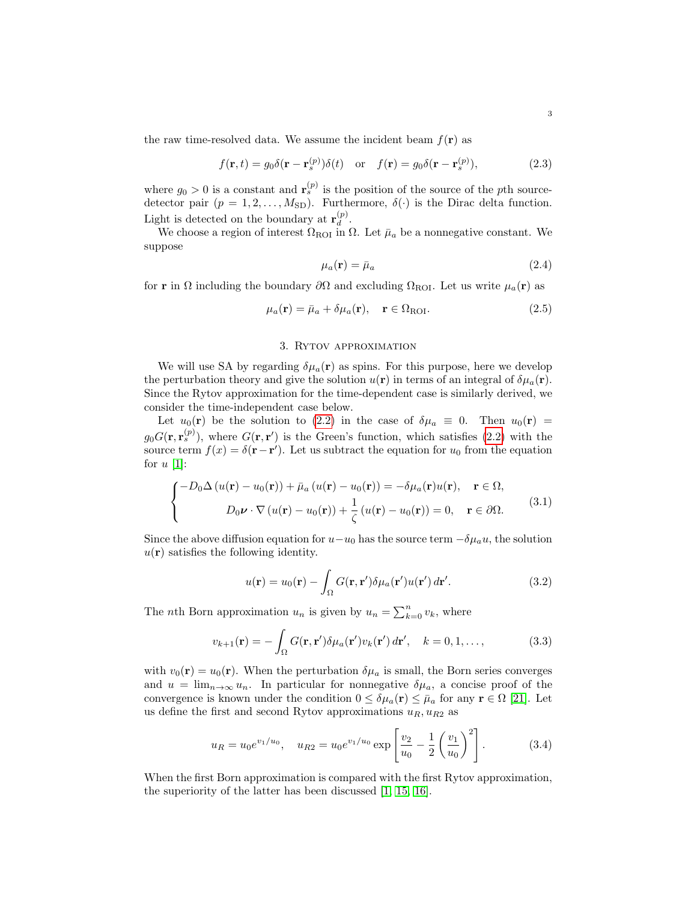the raw time-resolved data. We assume the incident beam $f(\mathbf{r})$ as

$$f(\mathbf{r},t) = g_0\delta(\mathbf{r}-\mathbf{r}_s^{(p)})\delta(t) \quad \text{or} \quad f(\mathbf{r}) = g_0\delta(\mathbf{r}-\mathbf{r}_s^{(p)}), \tag{2.3}$$

where $g_0 > 0$ is a constant and $\mathbf{r}_s^{(p)}$ is the position of the source of the $p$th source-detector pair ($p = 1, 2, \ldots, M_{\mathrm{SD}}$). Furthermore, $\delta(\cdot)$ is the Dirac delta function. Light is detected on the boundary at $\mathbf{r}_d^{(p)}$.

We choose a region of interest $\Omega_{\mathrm{ROI}}$ in $\Omega$. Let $\bar{\mu}_a$ be a nonnegative constant. We suppose

$$\mu_a(\mathbf{r}) = \bar{\mu}_a \tag{2.4}$$

for $\mathbf{r}$ in $\Omega$ including the boundary $\partial\Omega$ and excluding $\Omega_{\mathrm{ROI}}$. Let us write $\mu_a(\mathbf{r})$ as

$$\mu_a(\mathbf{r}) = \bar{\mu}_a + \delta\mu_a(\mathbf{r}), \quad \mathbf{r} \in \Omega_{\mathrm{ROI}}. \tag{2.5}$$

## 3. Rytov approximation

We will use SA by regarding $\delta\mu_a(\mathbf{r})$ as spins. For this purpose, here we develop the perturbation theory and give the solution $u(\mathbf{r})$ in terms of an integral of $\delta\mu_a(\mathbf{r})$. Since the Rytov approximation for the time-dependent case is similarly derived, we consider the time-independent case below.

Let $u_0(\mathbf{r})$ be the solution to (2.2) in the case of $\delta\mu_a \equiv 0$. Then $u_0(\mathbf{r}) = g_0 G(\mathbf{r}, \mathbf{r}_s^{(p)})$, where $G(\mathbf{r}, \mathbf{r}')$ is the Green's function, which satisfies (2.2) with the source term $f(x) = \delta(\mathbf{r}-\mathbf{r}')$. Let us subtract the equation for $u_0$ from the equation for $u$ [1]:

$$\begin{cases} -D_0\Delta\left(u(\mathbf{r}) - u_0(\mathbf{r})\right) + \bar{\mu}_a\left(u(\mathbf{r}) - u_0(\mathbf{r})\right) = -\delta\mu_a(\mathbf{r})u(\mathbf{r}), & \mathbf{r} \in \Omega, \\ D_0\boldsymbol{\nu}\cdot\nabla\left(u(\mathbf{r}) - u_0(\mathbf{r})\right) + \dfrac{1}{\zeta}\left(u(\mathbf{r}) - u_0(\mathbf{r})\right) = 0, & \mathbf{r} \in \partial\Omega. \end{cases} \tag{3.1}$$

Since the above diffusion equation for $u - u_0$ has the source term $-\delta\mu_a u$, the solution $u(\mathbf{r})$ satisfies the following identity.

$$u(\mathbf{r}) = u_0(\mathbf{r}) - \int_\Omega G(\mathbf{r}, \mathbf{r}')\delta\mu_a(\mathbf{r}')u(\mathbf{r}')\,d\mathbf{r}'. \tag{3.2}$$

The $n$th Born approximation $u_n$ is given by $u_n = \sum_{k=0}^{n} v_k$, where

$$v_{k+1}(\mathbf{r}) = -\int_\Omega G(\mathbf{r}, \mathbf{r}')\delta\mu_a(\mathbf{r}')v_k(\mathbf{r}')\,d\mathbf{r}', \quad k = 0, 1, \ldots, \tag{3.3}$$

with $v_0(\mathbf{r}) = u_0(\mathbf{r})$. When the perturbation $\delta\mu_a$ is small, the Born series converges and $u = \lim_{n\to\infty} u_n$. In particular for nonnegative $\delta\mu_a$, a concise proof of the convergence is known under the condition $0 \le \delta\mu_a(\mathbf{r}) \le \bar{\mu}_a$ for any $\mathbf{r} \in \Omega$ [21]. Let us define the first and second Rytov approximations $u_R, u_{R2}$ as

$$u_R = u_0 e^{v_1/u_0}, \quad u_{R2} = u_0 e^{v_1/u_0} \exp\left[\frac{v_2}{u_0} - \frac{1}{2}\left(\frac{v_1}{u_0}\right)^2\right]. \tag{3.4}$$

When the first Born approximation is compared with the first Rytov approximation, the superiority of the latter has been discussed [1, 15, 16].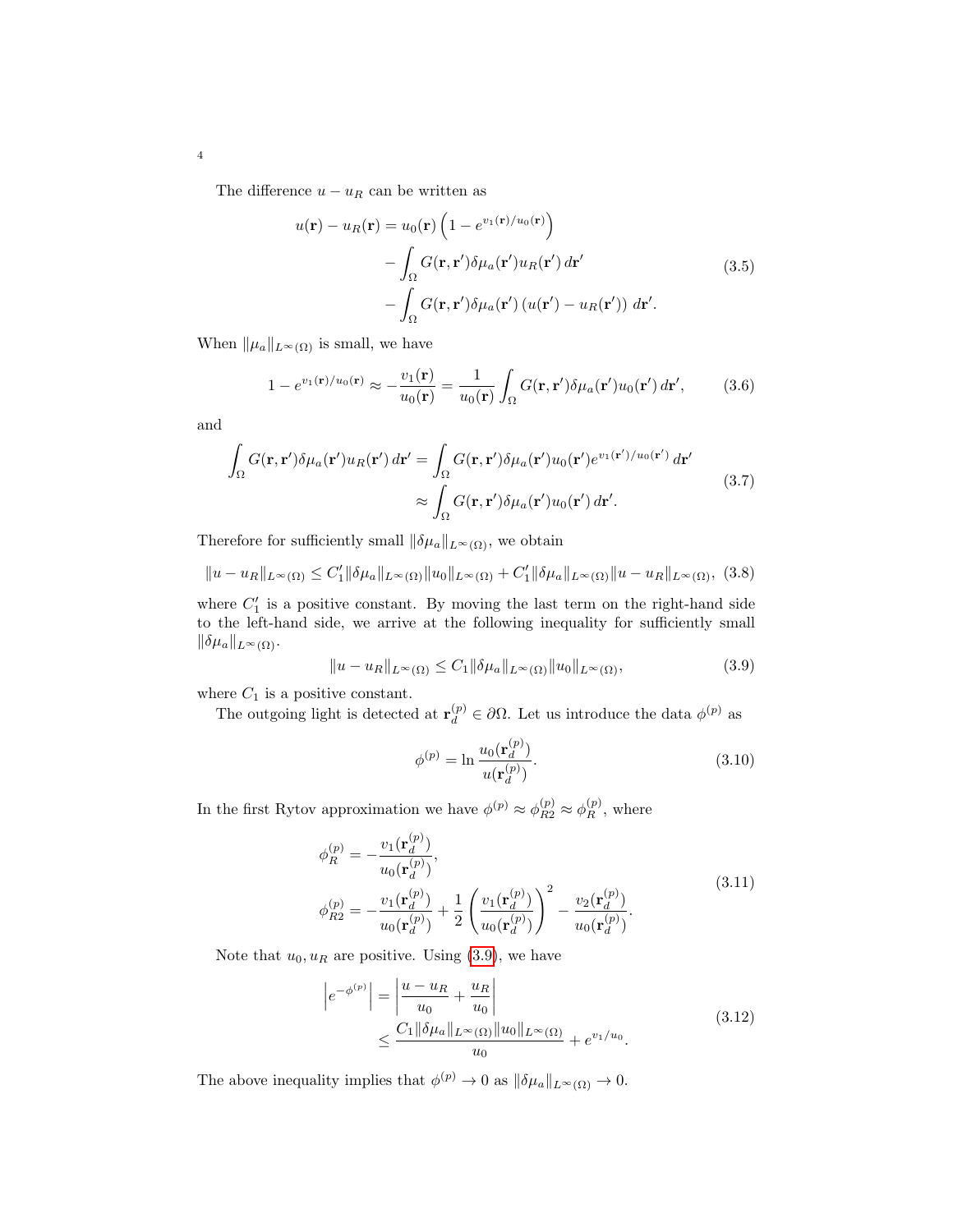The difference $u - u_R$ can be written as

$$
\begin{aligned}
u(\mathbf{r}) - u_R(\mathbf{r}) = u_0(\mathbf{r}) \left(1 - e^{v_1(\mathbf{r})/u_0(\mathbf{r})}\right) \\
&- \int_\Omega G(\mathbf{r}, \mathbf{r}')\delta\mu_a(\mathbf{r}')u_R(\mathbf{r}')\, d\mathbf{r}' \\
&- \int_\Omega G(\mathbf{r}, \mathbf{r}')\delta\mu_a(\mathbf{r}')\left(u(\mathbf{r}') - u_R(\mathbf{r}')\right)\, d\mathbf{r}'.
\end{aligned}
\tag{3.5}
$$

When $\|\mu_a\|_{L^\infty(\Omega)}$ is small, we have

$$
1 - e^{v_1(\mathbf{r})/u_0(\mathbf{r})} \approx -\frac{v_1(\mathbf{r})}{u_0(\mathbf{r})} = \frac{1}{u_0(\mathbf{r})} \int_\Omega G(\mathbf{r}, \mathbf{r}')\delta\mu_a(\mathbf{r}')u_0(\mathbf{r}')\, d\mathbf{r}', \tag{3.6}
$$

and

$$
\begin{aligned}
\int_\Omega G(\mathbf{r}, \mathbf{r}')\delta\mu_a(\mathbf{r}')u_R(\mathbf{r}')\, d\mathbf{r}' &= \int_\Omega G(\mathbf{r}, \mathbf{r}')\delta\mu_a(\mathbf{r}')u_0(\mathbf{r}')e^{v_1(\mathbf{r}')/u_0(\mathbf{r}')}\, d\mathbf{r}' \\
&\approx \int_\Omega G(\mathbf{r}, \mathbf{r}')\delta\mu_a(\mathbf{r}')u_0(\mathbf{r}')\, d\mathbf{r}'.
\end{aligned}
\tag{3.7}
$$

Therefore for sufficiently small $\|\delta\mu_a\|_{L^\infty(\Omega)}$, we obtain

$$
\|u - u_R\|_{L^\infty(\Omega)} \le C_1' \|\delta\mu_a\|_{L^\infty(\Omega)} \|u_0\|_{L^\infty(\Omega)} + C_1' \|\delta\mu_a\|_{L^\infty(\Omega)} \|u - u_R\|_{L^\infty(\Omega)}, \tag{3.8}
$$

where $C_1'$ is a positive constant. By moving the last term on the right-hand side to the left-hand side, we arrive at the following inequality for sufficiently small $\|\delta\mu_a\|_{L^\infty(\Omega)}$.

$$
\|u - u_R\|_{L^\infty(\Omega)} \le C_1 \|\delta\mu_a\|_{L^\infty(\Omega)} \|u_0\|_{L^\infty(\Omega)}, \tag{3.9}
$$

where $C_1$ is a positive constant.

The outgoing light is detected at $\mathbf{r}_d^{(p)} \in \partial\Omega$. Let us introduce the data $\phi^{(p)}$ as

$$
\phi^{(p)} = \ln \frac{u_0(\mathbf{r}_d^{(p)})}{u(\mathbf{r}_d^{(p)})}. \tag{3.10}
$$

In the first Rytov approximation we have $\phi^{(p)} \approx \phi_{R2}^{(p)} \approx \phi_R^{(p)}$, where

$$
\begin{aligned}
\phi_R^{(p)} &= -\frac{v_1(\mathbf{r}_d^{(p)})}{u_0(\mathbf{r}_d^{(p)})}, \\
\phi_{R2}^{(p)} &= -\frac{v_1(\mathbf{r}_d^{(p)})}{u_0(\mathbf{r}_d^{(p)})} + \frac{1}{2}\left(\frac{v_1(\mathbf{r}_d^{(p)})}{u_0(\mathbf{r}_d^{(p)})}\right)^2 - \frac{v_2(\mathbf{r}_d^{(p)})}{u_0(\mathbf{r}_d^{(p)})}.
\end{aligned}
\tag{3.11}
$$

Note that $u_0, u_R$ are positive. Using (3.9), we have

$$
\begin{aligned}
\left|e^{-\phi^{(p)}}\right| &= \left|\frac{u - u_R}{u_0} + \frac{u_R}{u_0}\right| \\
&\le \frac{C_1 \|\delta\mu_a\|_{L^\infty(\Omega)} \|u_0\|_{L^\infty(\Omega)}}{u_0} + e^{v_1/u_0}.
\end{aligned}
\tag{3.12}
$$

The above inequality implies that $\phi^{(p)} \to 0$ as $\|\delta\mu_a\|_{L^\infty(\Omega)} \to 0$.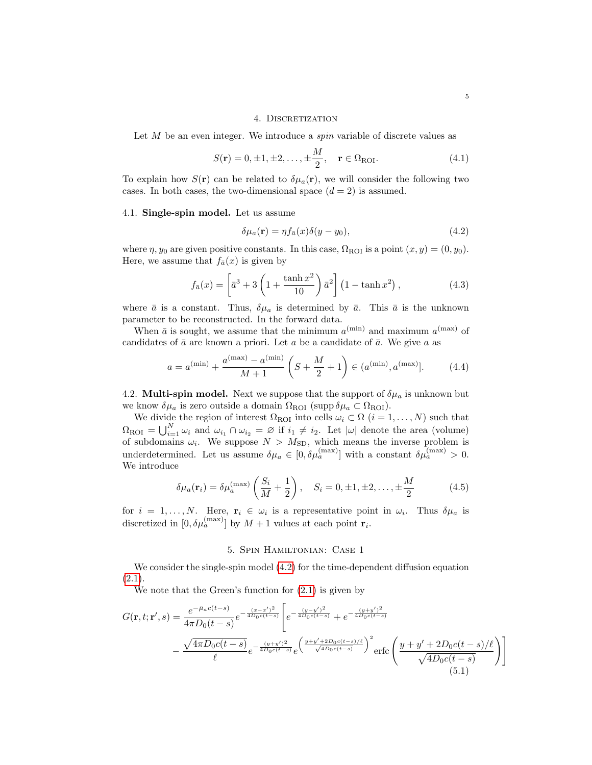## 4. Discretization

Let $M$ be an even integer. We introduce a *spin* variable of discrete values as

$$S(\mathbf{r}) = 0, \pm 1, \pm 2, \dots, \pm \frac{M}{2}, \quad \mathbf{r} \in \Omega_{\mathrm{ROI}}. \tag{4.1}$$

To explain how $S(\mathbf{r})$ can be related to $\delta\mu_a(\mathbf{r})$, we will consider the following two cases. In both cases, the two-dimensional space ($d = 2$) is assumed.

### 4.1. Single-spin model.

Let us assume

$$\delta\mu_a(\mathbf{r}) = \eta f_{\bar{a}}(x)\delta(y - y_0), \tag{4.2}$$

where $\eta, y_0$ are given positive constants. In this case, $\Omega_{\mathrm{ROI}}$ is a point $(x, y) = (0, y_0)$. Here, we assume that $f_{\bar{a}}(x)$ is given by

$$f_{\bar{a}}(x) = \left[\bar{a}^3 + 3\left(1 + \frac{\tanh x^2}{10}\right)\bar{a}^2\right]\left(1 - \tanh x^2\right), \tag{4.3}$$

where $\bar{a}$ is a constant. Thus, $\delta\mu_a$ is determined by $\bar{a}$. This $\bar{a}$ is the unknown parameter to be reconstructed. In the forward data.

When $\bar{a}$ is sought, we assume that the minimum $a^{(\min)}$ and maximum $a^{(\max)}$ of candidates of $\bar{a}$ are known a priori. Let $a$ be a candidate of $\bar{a}$. We give $a$ as

$$a = a^{(\min)} + \frac{a^{(\max)} - a^{(\min)}}{M + 1}\left(S + \frac{M}{2} + 1\right) \in (a^{(\min)}, a^{(\max)}]. \tag{4.4}$$

### 4.2. Multi-spin model.

Next we suppose that the support of $\delta\mu_a$ is unknown but we know $\delta\mu_a$ is zero outside a domain $\Omega_{\mathrm{ROI}}$ ($\operatorname{supp}\delta\mu_a \subset \Omega_{\mathrm{ROI}}$).

We divide the region of interest $\Omega_{\mathrm{ROI}}$ into cells $\omega_i \subset \Omega$ ($i = 1, \dots, N$) such that $\Omega_{\mathrm{ROI}} = \bigcup_{i=1}^{N} \omega_i$ and $\omega_{i_1} \cap \omega_{i_2} = \varnothing$ if $i_1 \neq i_2$. Let $|\omega|$ denote the area (volume) of subdomains $\omega_i$. We suppose $N > M_{\mathrm{SD}}$, which means the inverse problem is underdetermined. Let us assume $\delta\mu_a \in [0, \delta\mu_a^{(\max)}]$ with a constant $\delta\mu_a^{(\max)} > 0$. We introduce

$$\delta\mu_a(\mathbf{r}_i) = \delta\mu_a^{(\max)}\left(\frac{S_i}{M} + \frac{1}{2}\right), \quad S_i = 0, \pm 1, \pm 2, \dots, \pm \frac{M}{2} \tag{4.5}$$

for $i = 1, \dots, N$. Here, $\mathbf{r}_i \in \omega_i$ is a representative point in $\omega_i$. Thus $\delta\mu_a$ is discretized in $[0, \delta\mu_a^{(\max)}]$ by $M + 1$ values at each point $\mathbf{r}_i$.

## 5. Spin Hamiltonian: Case 1

We consider the single-spin model (4.2) for the time-dependent diffusion equation (2.1).

We note that the Green's function for (2.1) is given by

$$G(\mathbf{r}, t; \mathbf{r}', s) = \frac{e^{-\bar{\mu}_a c(t-s)}}{4\pi D_0(t-s)} e^{-\frac{(x-x')^2}{4D_0 c(t-s)}} \Bigg[ e^{-\frac{(y-y')^2}{4D_0 c(t-s)}} + e^{-\frac{(y+y')^2}{4D_0 c(t-s)}} - \frac{\sqrt{4\pi D_0 c(t-s)}}{\ell} e^{-\frac{(y+y')^2}{4D_0 c(t-s)}} e^{\left(\frac{y+y'+2D_0 c(t-s)/\ell}{\sqrt{4D_0 c(t-s)}}\right)^2} \operatorname{erfc}\left(\frac{y + y' + 2D_0 c(t-s)/\ell}{\sqrt{4D_0 c(t-s)}}\right) \Bigg] \tag{5.1}$$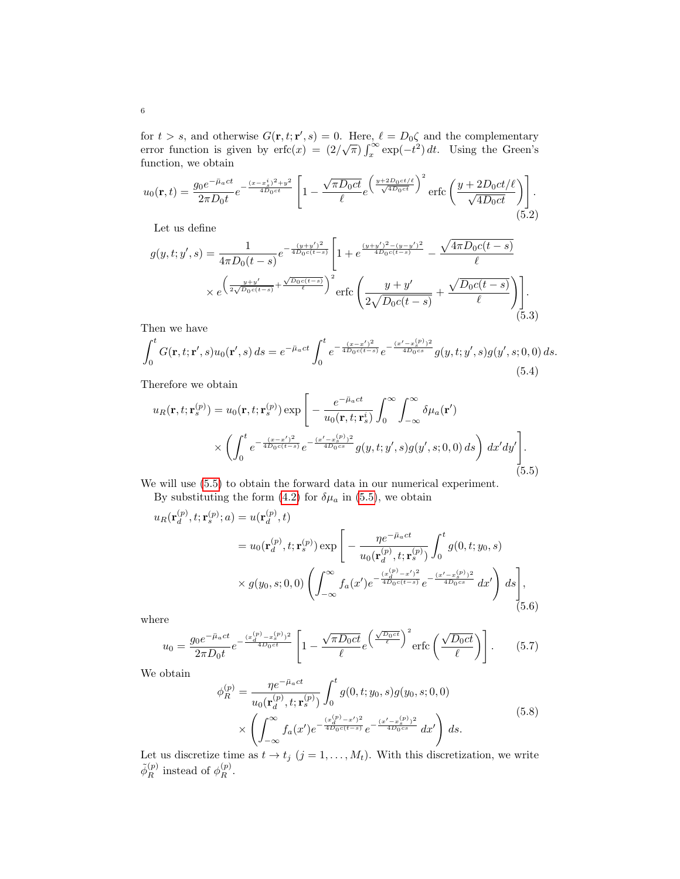for $t > s$, and otherwise $G(\mathbf{r}, t; \mathbf{r}', s) = 0$. Here, $\ell = D_0\zeta$ and the complementary error function is given by $\mathrm{erfc}(x) = (2/\sqrt{\pi})\int_x^\infty \exp(-t^2)\,dt$. Using the Green's function, we obtain

$$u_0(\mathbf{r}, t) = \frac{g_0 e^{-\bar{\mu}_a ct}}{2\pi D_0 t} e^{-\frac{(x - x_s^i)^2 + y^2}{4D_0 ct}} \left[1 - \frac{\sqrt{\pi D_0 ct}}{\ell} e^{\left(\frac{y + 2D_0 ct/\ell}{\sqrt{4D_0 ct}}\right)^2} \mathrm{erfc}\left(\frac{y + 2D_0 ct/\ell}{\sqrt{4D_0 ct}}\right)\right]. \tag{5.2}$$

Let us define

$$\begin{aligned} g(y, t; y', s) = \frac{1}{4\pi D_0(t - s)} e^{-\frac{(y+y')^2}{4D_0 c(t-s)}} \Bigg[1 + e^{\frac{(y+y')^2 - (y-y')^2}{4D_0 c(t-s)}} - \frac{\sqrt{4\pi D_0 c(t-s)}}{\ell} \\ \times e^{\left(\frac{y+y'}{2\sqrt{D_0 c(t-s)}} + \frac{\sqrt{D_0 c(t-s)}}{\ell}\right)^2} \mathrm{erfc}\left(\frac{y + y'}{2\sqrt{D_0 c(t-s)}} + \frac{\sqrt{D_0 c(t-s)}}{\ell}\right)\Bigg]. \end{aligned} \tag{5.3}$$

Then we have

$$\int_0^t G(\mathbf{r}, t; \mathbf{r}', s) u_0(\mathbf{r}', s)\,ds = e^{-\bar{\mu}_a ct} \int_0^t e^{-\frac{(x-x')^2}{4D_0 c(t-s)}} e^{-\frac{(x' - x_s^{(p)})^2}{4D_0 cs}} g(y, t; y', s) g(y', s; 0, 0)\,ds. \tag{5.4}$$

Therefore we obtain

$$\begin{aligned} u_R(\mathbf{r}, t; \mathbf{r}_s^{(p)}) = u_0(\mathbf{r}, t; \mathbf{r}_s^{(p)}) \exp\Bigg[ -\frac{e^{-\bar{\mu}_a ct}}{u_0(\mathbf{r}, t; \mathbf{r}_s^i)} \int_0^\infty \int_{-\infty}^\infty \delta\mu_a(\mathbf{r}') \\ \times \left( \int_0^t e^{-\frac{(x-x')^2}{4D_0 c(t-s)}} e^{-\frac{(x' - x_s^{(p)})^2}{4D_0 cs}} g(y, t; y', s) g(y', s; 0, 0)\,ds \right) dx'dy' \Bigg]. \end{aligned} \tag{5.5}$$

We will use (5.5) to obtain the forward data in our numerical experiment.

By substituting the form (4.2) for $\delta\mu_a$ in (5.5), we obtain

$$\begin{aligned} u_R(\mathbf{r}_d^{(p)}, t; \mathbf{r}_s^{(p)}; a) &= u(\mathbf{r}_d^{(p)}, t) \\ &= u_0(\mathbf{r}_d^{(p)}, t; \mathbf{r}_s^{(p)}) \exp\Bigg[ -\frac{\eta e^{-\bar{\mu}_a ct}}{u_0(\mathbf{r}_d^{(p)}, t; \mathbf{r}_s^{(p)})} \int_0^t g(0, t; y_0, s) \\ &\quad \times g(y_0, s; 0, 0) \left( \int_{-\infty}^\infty f_a(x') e^{-\frac{(x_d^{(p)} - x')^2}{4D_0 c(t-s)}} e^{-\frac{(x' - x_s^{(p)})^2}{4D_0 cs}}\,dx' \right) ds \Bigg], \end{aligned} \tag{5.6}$$

where

$$u_0 = \frac{g_0 e^{-\bar{\mu}_a ct}}{2\pi D_0 t} e^{-\frac{(x_d^{(p)} - x_s^{(p)})^2}{4D_0 ct}} \left[1 - \frac{\sqrt{\pi D_0 ct}}{\ell} e^{\left(\frac{\sqrt{D_0 ct}}{\ell}\right)^2} \mathrm{erfc}\left(\frac{\sqrt{D_0 ct}}{\ell}\right)\right]. \tag{5.7}$$

We obtain

$$\begin{aligned} \phi_R^{(p)} = \frac{\eta e^{-\bar{\mu}_a ct}}{u_0(\mathbf{r}_d^{(p)}, t; \mathbf{r}_s^{(p)})} \int_0^t g(0, t; y_0, s) g(y_0, s; 0, 0) \\ \times \left( \int_{-\infty}^\infty f_a(x') e^{-\frac{(x_d^{(p)} - x')^2}{4D_0 c(t-s)}} e^{-\frac{(x' - x_s^{(p)})^2}{4D_0 cs}}\,dx' \right) ds. \end{aligned} \tag{5.8}$$

Let us discretize time as $t \to t_j$ ($j = 1, \ldots, M_t$). With this discretization, we write $\tilde{\phi}_R^{(p)}$ instead of $\phi_R^{(p)}$.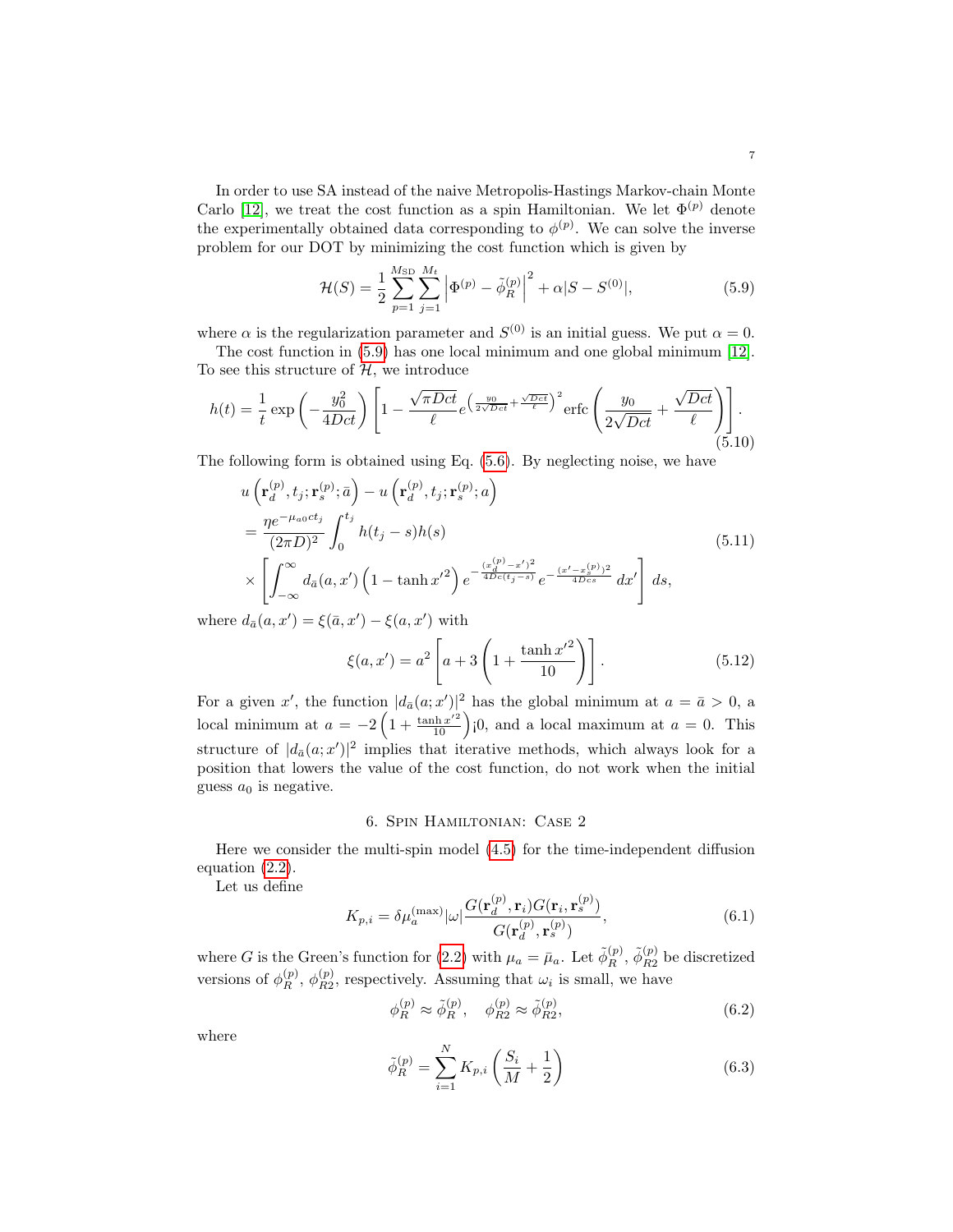In order to use SA instead of the naive Metropolis-Hastings Markov-chain Monte Carlo [12], we treat the cost function as a spin Hamiltonian. We let $\Phi^{(p)}$ denote the experimentally obtained data corresponding to $\phi^{(p)}$. We can solve the inverse problem for our DOT by minimizing the cost function which is given by

$$\mathcal{H}(S) = \frac{1}{2}\sum_{p=1}^{M_{\rm SD}}\sum_{j=1}^{M_t}\left|\Phi^{(p)} - \tilde{\phi}_R^{(p)}\right|^2 + \alpha|S - S^{(0)}|, \tag{5.9}$$

where $\alpha$ is the regularization parameter and $S^{(0)}$ is an initial guess. We put $\alpha = 0$.

The cost function in (5.9) has one local minimum and one global minimum [12]. To see this structure of $\mathcal{H}$, we introduce

$$h(t) = \frac{1}{t}\exp\left(-\frac{y_0^2}{4Dct}\right)\left[1 - \frac{\sqrt{\pi Dct}}{\ell}e^{\left(\frac{y_0}{2\sqrt{Dct}}+\frac{\sqrt{Dct}}{\ell}\right)^2}\operatorname{erfc}\left(\frac{y_0}{2\sqrt{Dct}} + \frac{\sqrt{Dct}}{\ell}\right)\right]. \tag{5.10}$$

The following form is obtained using Eq. (5.6). By neglecting noise, we have

$$\begin{aligned}
&u\left(\mathbf{r}_d^{(p)}, t_j; \mathbf{r}_s^{(p)}; \bar{a}\right) - u\left(\mathbf{r}_d^{(p)}, t_j; \mathbf{r}_s^{(p)}; a\right) \\
&= \frac{\eta e^{-\mu_{a0}ct_j}}{(2\pi D)^2}\int_0^{t_j} h(t_j - s)h(s) \\
&\times \left[\int_{-\infty}^{\infty} d_{\bar{a}}(a, x')\left(1 - \tanh x'^2\right)e^{-\frac{(x_d^{(p)}-x')^2}{4Dc(t_j-s)}}e^{-\frac{(x'-x_s^{(p)})^2}{4Dcs}}\,dx'\right]ds,
\end{aligned} \tag{5.11}$$

where $d_{\bar{a}}(a, x') = \xi(\bar{a}, x') - \xi(a, x')$ with

$$\xi(a, x') = a^2\left[a + 3\left(1 + \frac{\tanh x'^2}{10}\right)\right]. \tag{5.12}$$

For a given $x'$, the function $|d_{\bar{a}}(a; x')|^2$ has the global minimum at $a = \bar{a} > 0$, a local minimum at $a = -2\left(1 + \frac{\tanh x'^2}{10}\right)$¡0, and a local maximum at $a = 0$. This structure of $|d_{\bar{a}}(a; x')|^2$ implies that iterative methods, which always look for a position that lowers the value of the cost function, do not work when the initial guess $a_0$ is negative.

## 6. Spin Hamiltonian: Case 2

Here we consider the multi-spin model (4.5) for the time-independent diffusion equation (2.2).

Let us define

$$K_{p,i} = \delta\mu_a^{(\max)}|\omega|\frac{G(\mathbf{r}_d^{(p)}, \mathbf{r}_i)G(\mathbf{r}_i, \mathbf{r}_s^{(p)})}{G(\mathbf{r}_d^{(p)}, \mathbf{r}_s^{(p)})}, \tag{6.1}$$

where $G$ is the Green's function for (2.2) with $\mu_a = \bar{\mu}_a$. Let $\tilde{\phi}_R^{(p)}$, $\tilde{\phi}_{R2}^{(p)}$ be discretized versions of $\phi_R^{(p)}$, $\phi_{R2}^{(p)}$, respectively. Assuming that $\omega_i$ is small, we have

$$\phi_R^{(p)} \approx \tilde{\phi}_R^{(p)}, \quad \phi_{R2}^{(p)} \approx \tilde{\phi}_{R2}^{(p)}, \tag{6.2}$$

where

$$\tilde{\phi}_R^{(p)} = \sum_{i=1}^N K_{p,i}\left(\frac{S_i}{M} + \frac{1}{2}\right) \tag{6.3}$$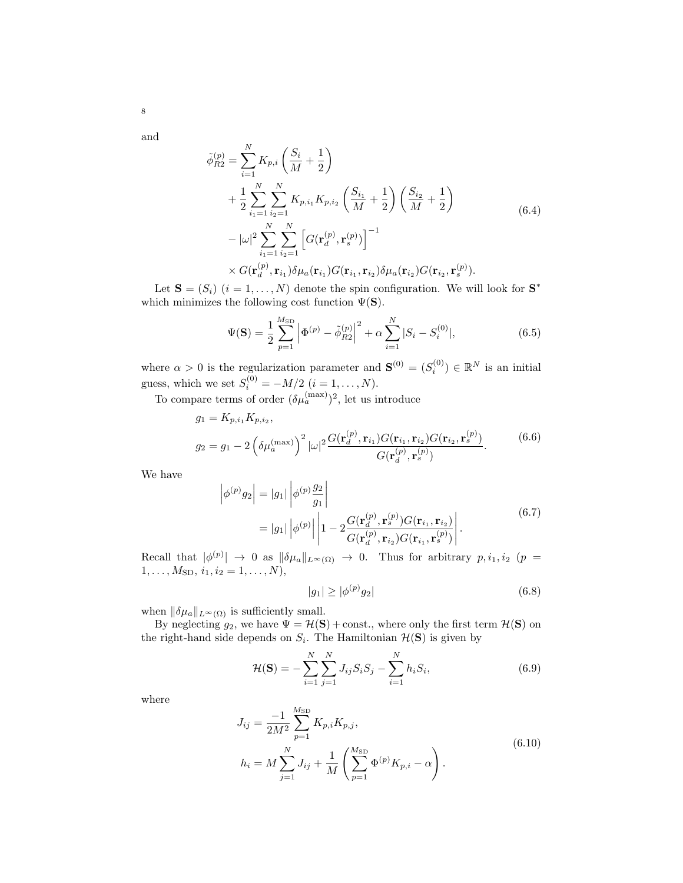and

$$
\begin{aligned}
\tilde{\phi}_{R2}^{(p)} &= \sum_{i=1}^{N} K_{p,i}\left(\frac{S_i}{M}+\frac{1}{2}\right) \\
&+ \frac{1}{2}\sum_{i_1=1}^{N}\sum_{i_2=1}^{N} K_{p,i_1}K_{p,i_2}\left(\frac{S_{i_1}}{M}+\frac{1}{2}\right)\left(\frac{S_{i_2}}{M}+\frac{1}{2}\right) \\
&- |\omega|^2 \sum_{i_1=1}^{N}\sum_{i_2=1}^{N}\left[G(\mathbf{r}_d^{(p)},\mathbf{r}_s^{(p)})\right]^{-1} \\
&\times G(\mathbf{r}_d^{(p)},\mathbf{r}_{i_1})\delta\mu_a(\mathbf{r}_{i_1})G(\mathbf{r}_{i_1},\mathbf{r}_{i_2})\delta\mu_a(\mathbf{r}_{i_2})G(\mathbf{r}_{i_2},\mathbf{r}_s^{(p)}).
\end{aligned}
\tag{6.4}
$$

Let $\mathbf{S} = (S_i)$ $(i = 1,\dots,N)$ denote the spin configuration. We will look for $\mathbf{S}^*$ which minimizes the following cost function $\Psi(\mathbf{S})$.

$$
\Psi(\mathbf{S}) = \frac{1}{2}\sum_{p=1}^{M_{\rm SD}}\left|\Phi^{(p)} - \tilde{\phi}_{R2}^{(p)}\right|^2 + \alpha\sum_{i=1}^{N}|S_i - S_i^{(0)}|,
\tag{6.5}
$$

where $\alpha > 0$ is the regularization parameter and $\mathbf{S}^{(0)} = (S_i^{(0)}) \in \mathbb{R}^N$ is an initial guess, which we set $S_i^{(0)} = -M/2$ $(i = 1,\dots,N)$.

To compare terms of order $(\delta\mu_a^{(\max)})^2$, let us introduce

$$
\begin{aligned}
g_1 &= K_{p,i_1}K_{p,i_2}, \\
g_2 &= g_1 - 2\left(\delta\mu_a^{(\max)}\right)^2|\omega|^2\frac{G(\mathbf{r}_d^{(p)},\mathbf{r}_{i_1})G(\mathbf{r}_{i_1},\mathbf{r}_{i_2})G(\mathbf{r}_{i_2},\mathbf{r}_s^{(p)})}{G(\mathbf{r}_d^{(p)},\mathbf{r}_s^{(p)})}.
\end{aligned}
\tag{6.6}
$$

We have

$$
\begin{aligned}
\left|\phi^{(p)}g_2\right| &= |g_1|\left|\phi^{(p)}\frac{g_2}{g_1}\right| \\
&= |g_1|\left|\phi^{(p)}\right|\left|1 - 2\frac{G(\mathbf{r}_d^{(p)},\mathbf{r}_s^{(p)})G(\mathbf{r}_{i_1},\mathbf{r}_{i_2})}{G(\mathbf{r}_d^{(p)},\mathbf{r}_{i_2})G(\mathbf{r}_{i_1},\mathbf{r}_s^{(p)})}\right|.
\end{aligned}
\tag{6.7}
$$

Recall that $|\phi^{(p)}| \to 0$ as $\|\delta\mu_a\|_{L^\infty(\Omega)} \to 0$. Thus for arbitrary $p, i_1, i_2$ $(p = 1,\dots,M_{\rm SD},\ i_1, i_2 = 1,\dots,N)$,

$$
|g_1| \geq |\phi^{(p)}g_2|
\tag{6.8}
$$

when $\|\delta\mu_a\|_{L^\infty(\Omega)}$ is sufficiently small.

By neglecting $g_2$, we have $\Psi = \mathcal{H}(\mathbf{S}) + \text{const.}$, where only the first term $\mathcal{H}(\mathbf{S})$ on the right-hand side depends on $S_i$. The Hamiltonian $\mathcal{H}(\mathbf{S})$ is given by

$$
\mathcal{H}(\mathbf{S}) = -\sum_{i=1}^{N}\sum_{j=1}^{N}J_{ij}S_iS_j - \sum_{i=1}^{N}h_iS_i,
\tag{6.9}
$$

where

$$
\begin{aligned}
J_{ij} &= \frac{-1}{2M^2}\sum_{p=1}^{M_{\rm SD}}K_{p,i}K_{p,j}, \\
h_i &= M\sum_{j=1}^{N}J_{ij} + \frac{1}{M}\left(\sum_{p=1}^{M_{\rm SD}}\Phi^{(p)}K_{p,i} - \alpha\right).
\end{aligned}
\tag{6.10}
$$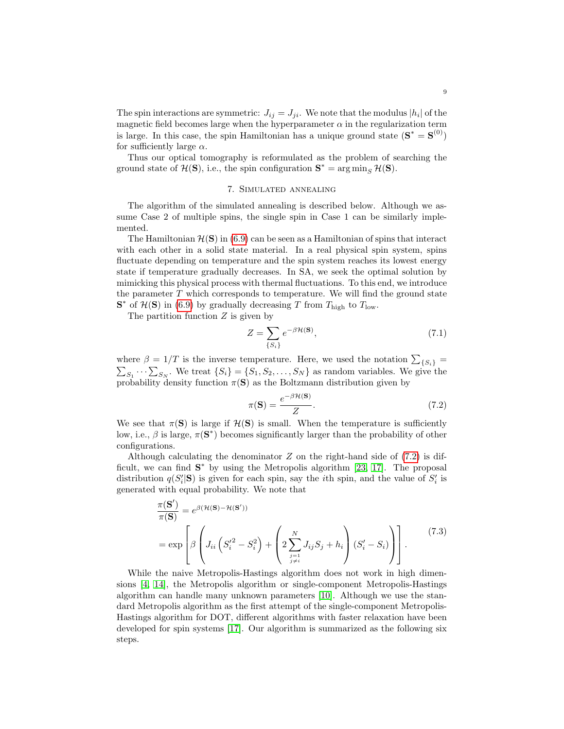The spin interactions are symmetric: $J_{ij} = J_{ji}$. We note that the modulus $|h_i|$ of the magnetic field becomes large when the hyperparameter $\alpha$ in the regularization term is large. In this case, the spin Hamiltonian has a unique ground state ($\mathbf{S}^* = \mathbf{S}^{(0)}$) for sufficiently large $\alpha$.

Thus our optical tomography is reformulated as the problem of searching the ground state of $\mathcal{H}(\mathbf{S})$, i.e., the spin configuration $\mathbf{S}^* = \arg\min_S \mathcal{H}(\mathbf{S})$.

## 7. Simulated annealing

The algorithm of the simulated annealing is described below. Although we assume Case 2 of multiple spins, the single spin in Case 1 can be similarly implemented.

The Hamiltonian $\mathcal{H}(\mathbf{S})$ in (6.9) can be seen as a Hamiltonian of spins that interact with each other in a solid state material. In a real physical spin system, spins fluctuate depending on temperature and the spin system reaches its lowest energy state if temperature gradually decreases. In SA, we seek the optimal solution by mimicking this physical process with thermal fluctuations. To this end, we introduce the parameter $T$ which corresponds to temperature. We will find the ground state $\mathbf{S}^*$ of $\mathcal{H}(\mathbf{S})$ in (6.9) by gradually decreasing $T$ from $T_{\text{high}}$ to $T_{\text{low}}$.

The partition function $Z$ is given by

$$Z = \sum_{\{S_i\}} e^{-\beta \mathcal{H}(\mathbf{S})}, \tag{7.1}$$

where $\beta = 1/T$ is the inverse temperature. Here, we used the notation $\sum_{\{S_i\}} = \sum_{S_1} \cdots \sum_{S_N}$. We treat $\{S_i\} = \{S_1, S_2, \ldots, S_N\}$ as random variables. We give the probability density function $\pi(\mathbf{S})$ as the Boltzmann distribution given by

$$\pi(\mathbf{S}) = \frac{e^{-\beta \mathcal{H}(\mathbf{S})}}{Z}. \tag{7.2}$$

We see that $\pi(\mathbf{S})$ is large if $\mathcal{H}(\mathbf{S})$ is small. When the temperature is sufficiently low, i.e., $\beta$ is large, $\pi(\mathbf{S}^*)$ becomes significantly larger than the probability of other configurations.

Although calculating the denominator $Z$ on the right-hand side of (7.2) is difficult, we can find $\mathbf{S}^*$ by using the Metropolis algorithm [23, 17]. The proposal distribution $q(S_i'|\mathbf{S})$ is given for each spin, say the $i$th spin, and the value of $S_i'$ is generated with equal probability. We note that

$$\begin{aligned}
\frac{\pi(\mathbf{S}')}{\pi(\mathbf{S})} &= e^{\beta(\mathcal{H}(\mathbf{S}) - \mathcal{H}(\mathbf{S}'))} \\
&= \exp\left[\beta\left(J_{ii}\left(S_i'^2 - S_i^2\right) + \left(2\sum_{\substack{j=1 \\ j\neq i}}^{N} J_{ij} S_j + h_i\right)(S_i' - S_i)\right)\right].
\end{aligned} \tag{7.3}$$

While the naive Metropolis-Hastings algorithm does not work in high dimensions [4, 14], the Metropolis algorithm or single-component Metropolis-Hastings algorithm can handle many unknown parameters [10]. Although we use the standard Metropolis algorithm as the first attempt of the single-component Metropolis-Hastings algorithm for DOT, different algorithms with faster relaxation have been developed for spin systems [17]. Our algorithm is summarized as the following six steps.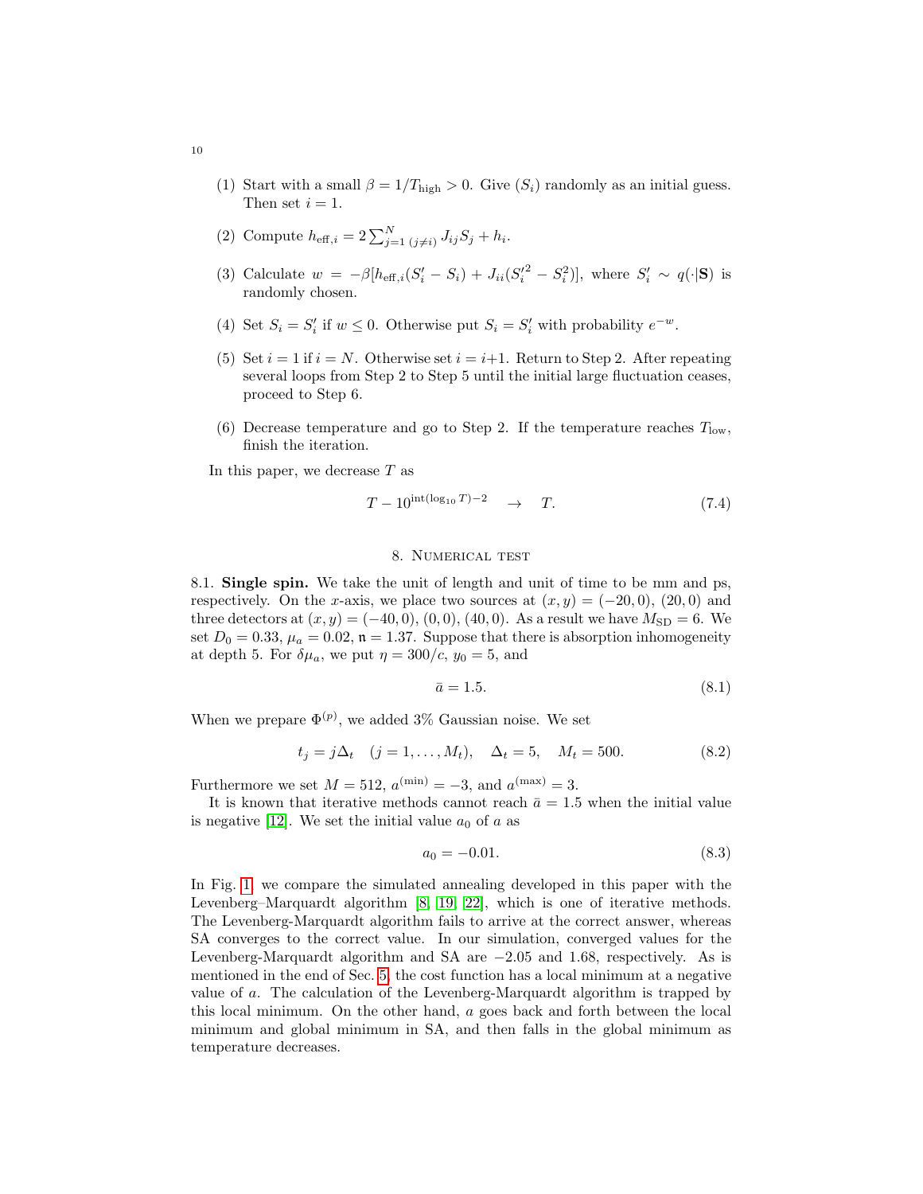(1) Start with a small $\beta = 1/T_{\mathrm{high}} > 0$. Give $(S_i)$ randomly as an initial guess. Then set $i = 1$.

(2) Compute $h_{\mathrm{eff},i} = 2\sum_{j=1\ (j\neq i)}^{N} J_{ij}S_j + h_i$.

(3) Calculate $w = -\beta[h_{\mathrm{eff},i}(S_i' - S_i) + J_{ii}(S_i'^2 - S_i^2)]$, where $S_i' \sim q(\cdot|\mathbf{S})$ is randomly chosen.

(4) Set $S_i = S_i'$ if $w \le 0$. Otherwise put $S_i = S_i'$ with probability $e^{-w}$.

(5) Set $i = 1$ if $i = N$. Otherwise set $i = i+1$. Return to Step 2. After repeating several loops from Step 2 to Step 5 until the initial large fluctuation ceases, proceed to Step 6.

(6) Decrease temperature and go to Step 2. If the temperature reaches $T_{\mathrm{low}}$, finish the iteration.

In this paper, we decrease $T$ as

$$T - 10^{\mathrm{int}(\log_{10} T)-2} \quad \to \quad T. \tag{7.4}$$

## 8. Numerical test

**8.1. Single spin.** We take the unit of length and unit of time to be mm and ps, respectively. On the $x$-axis, we place two sources at $(x, y) = (-20, 0)$, $(20, 0)$ and three detectors at $(x, y) = (-40, 0)$, $(0, 0)$, $(40, 0)$. As a result we have $M_{\mathrm{SD}} = 6$. We set $D_0 = 0.33$, $\mu_a = 0.02$, $\mathfrak{n} = 1.37$. Suppose that there is absorption inhomogeneity at depth 5. For $\delta\mu_a$, we put $\eta = 300/c$, $y_0 = 5$, and

$$\bar{a} = 1.5. \tag{8.1}$$

When we prepare $\Phi^{(p)}$, we added 3% Gaussian noise. We set

$$t_j = j\Delta_t \quad (j = 1, \dots, M_t), \quad \Delta_t = 5, \quad M_t = 500. \tag{8.2}$$

Furthermore we set $M = 512$, $a^{(\min)} = -3$, and $a^{(\max)} = 3$.

It is known that iterative methods cannot reach $\bar{a} = 1.5$ when the initial value is negative [12]. We set the initial value $a_0$ of $a$ as

$$a_0 = -0.01. \tag{8.3}$$

In Fig. 1, we compare the simulated annealing developed in this paper with the Levenberg–Marquardt algorithm [8, 19, 22], which is one of iterative methods. The Levenberg-Marquardt algorithm fails to arrive at the correct answer, whereas SA converges to the correct value. In our simulation, converged values for the Levenberg-Marquardt algorithm and SA are $-2.05$ and $1.68$, respectively. As is mentioned in the end of Sec. 5, the cost function has a local minimum at a negative value of $a$. The calculation of the Levenberg-Marquardt algorithm is trapped by this local minimum. On the other hand, $a$ goes back and forth between the local minimum and global minimum in SA, and then falls in the global minimum as temperature decreases.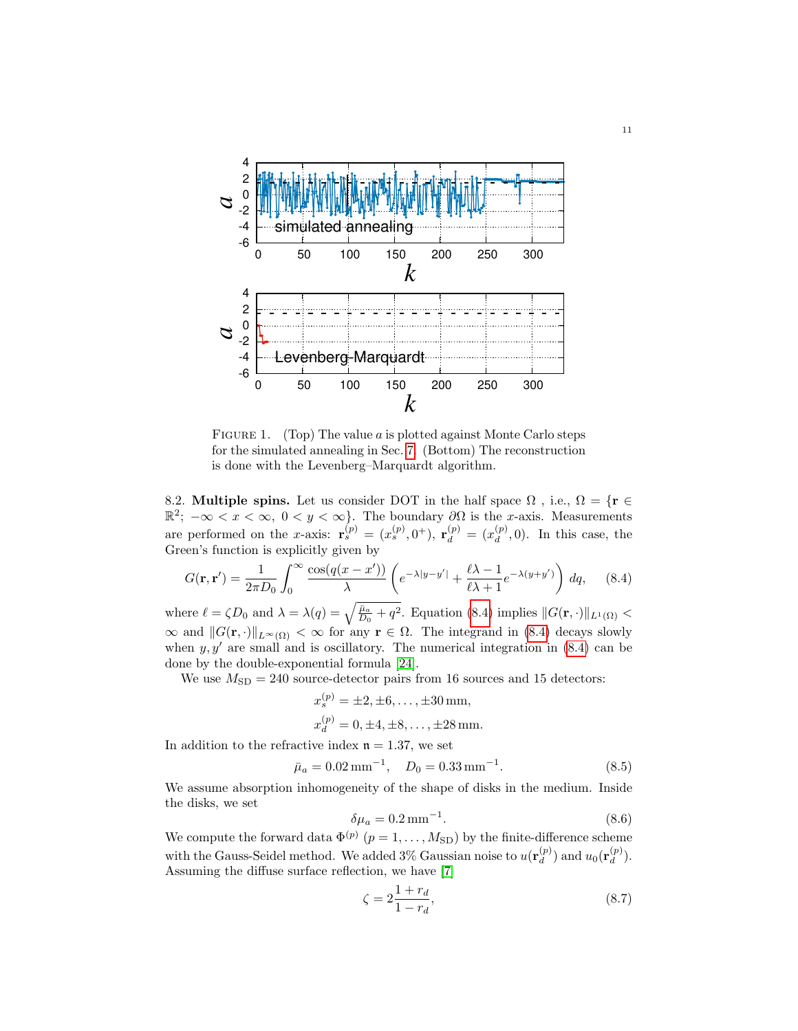FIGURE 1. (Top) The value $a$ is plotted against Monte Carlo steps for the simulated annealing in Sec. 7. (Bottom) The reconstruction is done with the Levenberg–Marquardt algorithm.

8.2. **Multiple spins.** Let us consider DOT in the half space $\Omega$ , i.e., $\Omega = \{\mathbf{r} \in \mathbb{R}^2;\ -\infty < x < \infty,\ 0 < y < \infty\}$. The boundary $\partial\Omega$ is the $x$-axis. Measurements are performed on the $x$-axis: $\mathbf{r}_s^{(p)} = (x_s^{(p)}, 0^+)$, $\mathbf{r}_d^{(p)} = (x_d^{(p)}, 0)$. In this case, the Green's function is explicitly given by

$$G(\mathbf{r}, \mathbf{r}') = \frac{1}{2\pi D_0} \int_0^\infty \frac{\cos(q(x - x'))}{\lambda} \left( e^{-\lambda|y-y'|} + \frac{\ell\lambda - 1}{\ell\lambda + 1} e^{-\lambda(y+y')} \right) dq, \tag{8.4}$$

where $\ell = \zeta D_0$ and $\lambda = \lambda(q) = \sqrt{\frac{\bar{\mu}_a}{D_0} + q^2}$. Equation (8.4) implies $\|G(\mathbf{r}, \cdot)\|_{L^1(\Omega)} < \infty$ and $\|G(\mathbf{r}, \cdot)\|_{L^\infty(\Omega)} < \infty$ for any $\mathbf{r} \in \Omega$. The integrand in (8.4) decays slowly when $y, y'$ are small and is oscillatory. The numerical integration in (8.4) can be done by the double-exponential formula [24].

We use $M_{\mathrm{SD}} = 240$ source-detector pairs from 16 sources and 15 detectors:

$$x_s^{(p)} = \pm 2, \pm 6, \dots, \pm 30\,\mathrm{mm},$$

$$x_d^{(p)} = 0, \pm 4, \pm 8, \dots, \pm 28\,\mathrm{mm}.$$

In addition to the refractive index $\mathfrak{n} = 1.37$, we set

$$\bar{\mu}_a = 0.02\,\mathrm{mm}^{-1}, \quad D_0 = 0.33\,\mathrm{mm}^{-1}. \tag{8.5}$$

We assume absorption inhomogeneity of the shape of disks in the medium. Inside the disks, we set

$$\delta\mu_a = 0.2\,\mathrm{mm}^{-1}. \tag{8.6}$$

We compute the forward data $\Phi^{(p)}$ ($p = 1, \dots, M_{\mathrm{SD}}$) by the finite-difference scheme with the Gauss-Seidel method. We added 3% Gaussian noise to $u(\mathbf{r}_d^{(p)})$ and $u_0(\mathbf{r}_d^{(p)})$. Assuming the diffuse surface reflection, we have [7]

$$\zeta = 2\frac{1 + r_d}{1 - r_d}, \tag{8.7}$$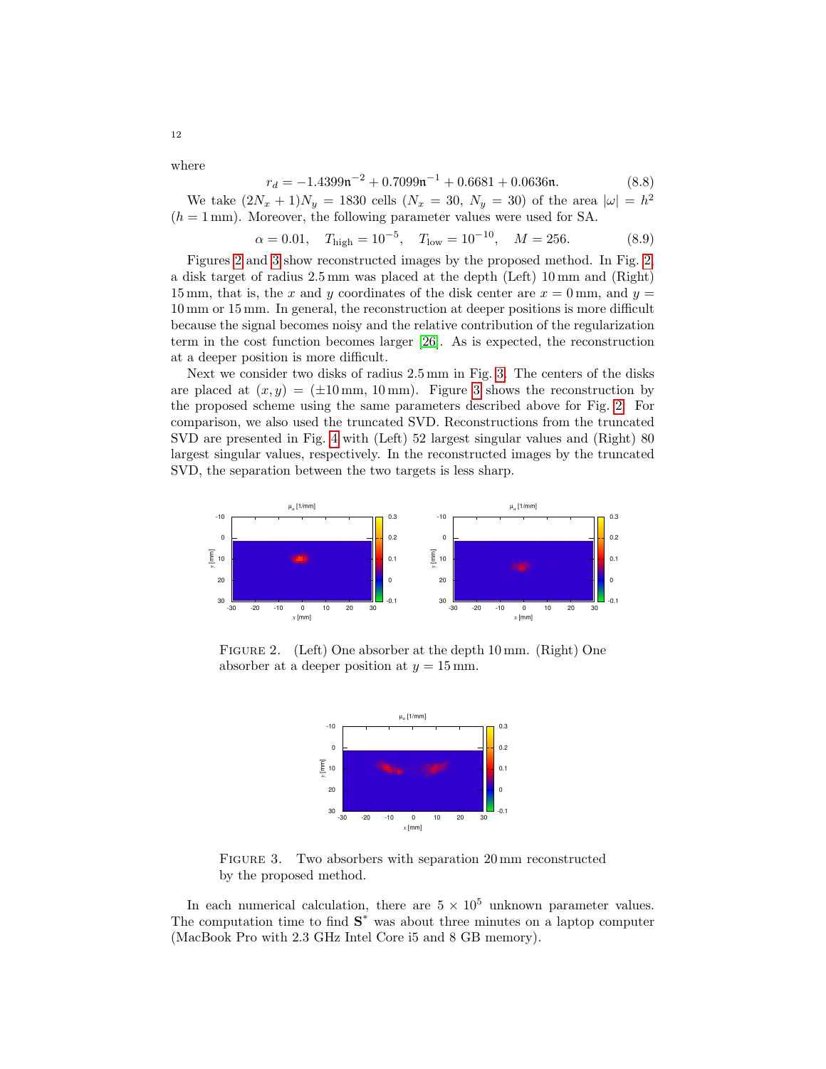where

$$r_d = -1.4399\mathfrak{n}^{-2} + 0.7099\mathfrak{n}^{-1} + 0.6681 + 0.0636\mathfrak{n}. \tag{8.8}$$

We take $(2N_x + 1)N_y = 1830$ cells ($N_x = 30$, $N_y = 30$) of the area $|\omega| = h^2$ ($h = 1\,\text{mm}$). Moreover, the following parameter values were used for SA.

$$\alpha = 0.01, \quad T_{\text{high}} = 10^{-5}, \quad T_{\text{low}} = 10^{-10}, \quad M = 256. \tag{8.9}$$

Figures 2 and 3 show reconstructed images by the proposed method. In Fig. 2, a disk target of radius 2.5 mm was placed at the depth (Left) 10 mm and (Right) 15 mm, that is, the $x$ and $y$ coordinates of the disk center are $x = 0\,\text{mm}$, and $y = 10\,\text{mm}$ or 15 mm. In general, the reconstruction at deeper positions is more difficult because the signal becomes noisy and the relative contribution of the regularization term in the cost function becomes larger [26]. As is expected, the reconstruction at a deeper position is more difficult.

Next we consider two disks of radius 2.5 mm in Fig. 3. The centers of the disks are placed at $(x, y) = (\pm 10\,\text{mm}, 10\,\text{mm})$. Figure 3 shows the reconstruction by the proposed scheme using the same parameters described above for Fig. 2. For comparison, we also used the truncated SVD. Reconstructions from the truncated SVD are presented in Fig. 4 with (Left) 52 largest singular values and (Right) 80 largest singular values, respectively. In the reconstructed images by the truncated SVD, the separation between the two targets is less sharp.

FIGURE 2. (Left) One absorber at the depth 10 mm. (Right) One absorber at a deeper position at $y = 15\,\text{mm}$.

FIGURE 3. Two absorbers with separation 20 mm reconstructed by the proposed method.

In each numerical calculation, there are $5 \times 10^5$ unknown parameter values. The computation time to find $\mathbf{S}^*$ was about three minutes on a laptop computer (MacBook Pro with 2.3 GHz Intel Core i5 and 8 GB memory).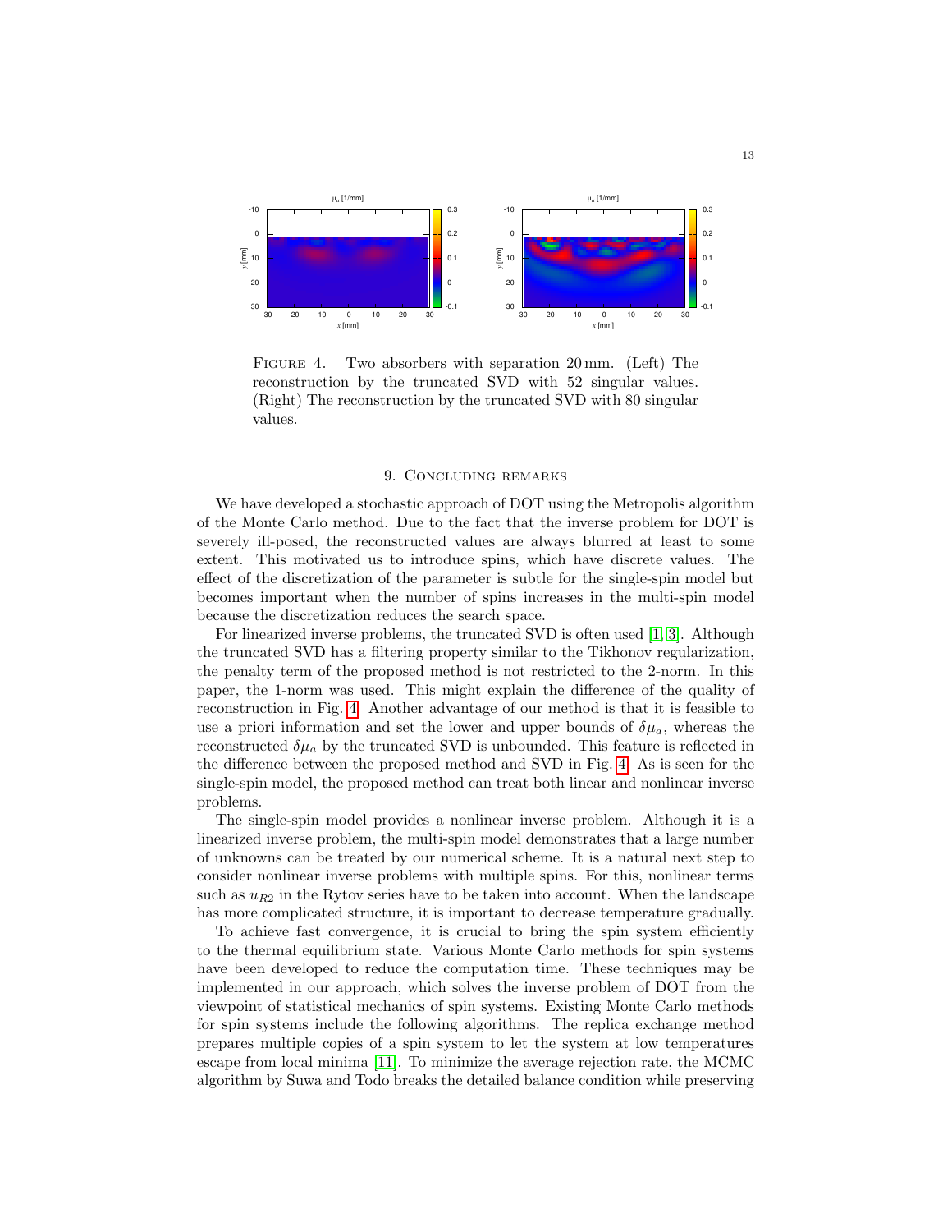FIGURE 4. Two absorbers with separation 20 mm. (Left) The reconstruction by the truncated SVD with 52 singular values. (Right) The reconstruction by the truncated SVD with 80 singular values.

## 9. Concluding remarks

We have developed a stochastic approach of DOT using the Metropolis algorithm of the Monte Carlo method. Due to the fact that the inverse problem for DOT is severely ill-posed, the reconstructed values are always blurred at least to some extent. This motivated us to introduce spins, which have discrete values. The effect of the discretization of the parameter is subtle for the single-spin model but becomes important when the number of spins increases in the multi-spin model because the discretization reduces the search space.

For linearized inverse problems, the truncated SVD is often used [1, 3]. Although the truncated SVD has a filtering property similar to the Tikhonov regularization, the penalty term of the proposed method is not restricted to the 2-norm. In this paper, the 1-norm was used. This might explain the difference of the quality of reconstruction in Fig. 4. Another advantage of our method is that it is feasible to use a priori information and set the lower and upper bounds of $\delta\mu_a$, whereas the reconstructed $\delta\mu_a$ by the truncated SVD is unbounded. This feature is reflected in the difference between the proposed method and SVD in Fig. 4. As is seen for the single-spin model, the proposed method can treat both linear and nonlinear inverse problems.

The single-spin model provides a nonlinear inverse problem. Although it is a linearized inverse problem, the multi-spin model demonstrates that a large number of unknowns can be treated by our numerical scheme. It is a natural next step to consider nonlinear inverse problems with multiple spins. For this, nonlinear terms such as $u_{R2}$ in the Rytov series have to be taken into account. When the landscape has more complicated structure, it is important to decrease temperature gradually.

To achieve fast convergence, it is crucial to bring the spin system efficiently to the thermal equilibrium state. Various Monte Carlo methods for spin systems have been developed to reduce the computation time. These techniques may be implemented in our approach, which solves the inverse problem of DOT from the viewpoint of statistical mechanics of spin systems. Existing Monte Carlo methods for spin systems include the following algorithms. The replica exchange method prepares multiple copies of a spin system to let the system at low temperatures escape from local minima [11]. To minimize the average rejection rate, the MCMC algorithm by Suwa and Todo breaks the detailed balance condition while preserving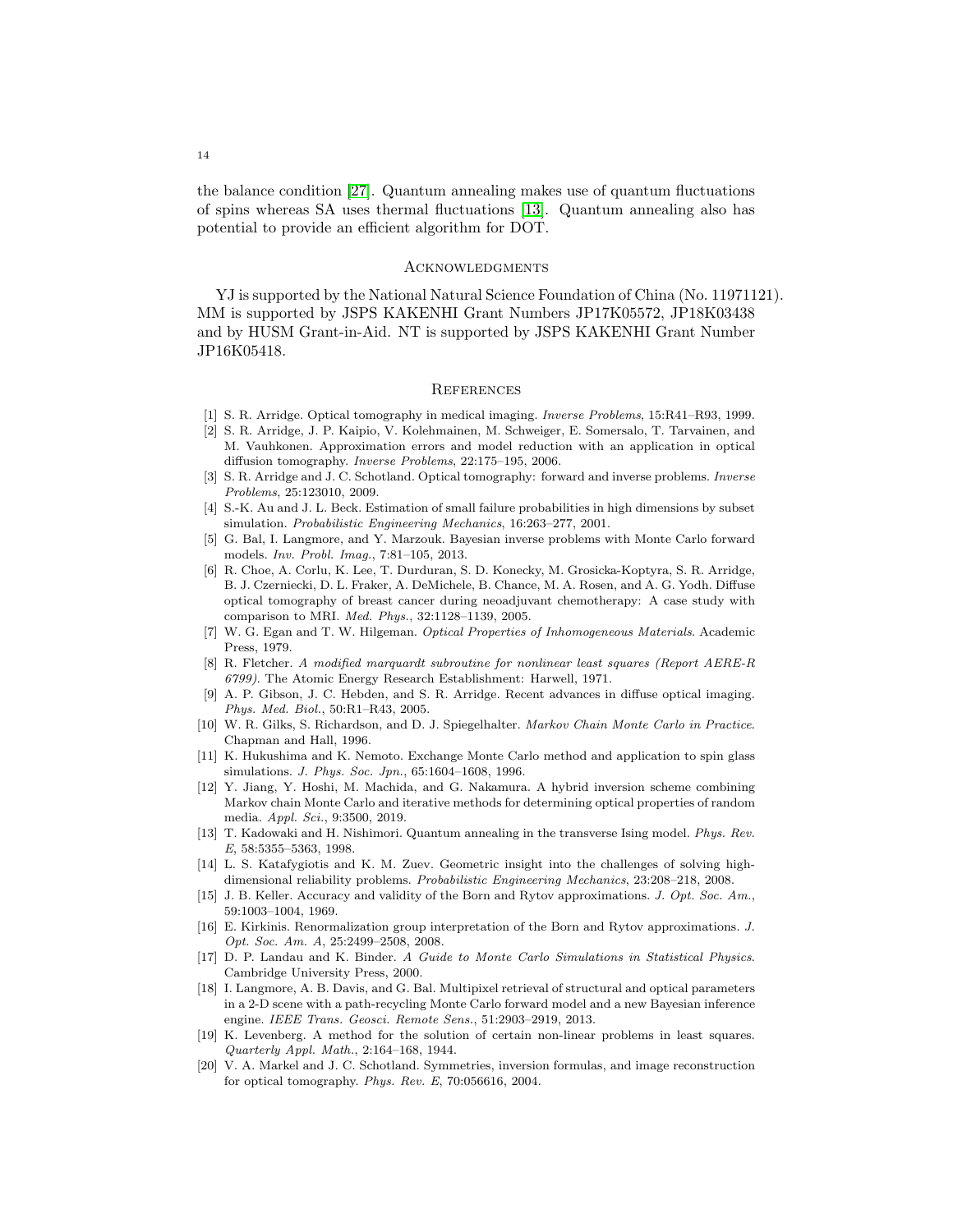the balance condition [27]. Quantum annealing makes use of quantum fluctuations of spins whereas SA uses thermal fluctuations [13]. Quantum annealing also has potential to provide an efficient algorithm for DOT.

## Acknowledgments

YJ is supported by the National Natural Science Foundation of China (No. 11971121). MM is supported by JSPS KAKENHI Grant Numbers JP17K05572, JP18K03438 and by HUSM Grant-in-Aid. NT is supported by JSPS KAKENHI Grant Number JP16K05418.

## References

[1] S. R. Arridge. Optical tomography in medical imaging. *Inverse Problems*, 15:R41–R93, 1999.

[2] S. R. Arridge, J. P. Kaipio, V. Kolehmainen, M. Schweiger, E. Somersalo, T. Tarvainen, and M. Vauhkonen. Approximation errors and model reduction with an application in optical diffusion tomography. *Inverse Problems*, 22:175–195, 2006.

[3] S. R. Arridge and J. C. Schotland. Optical tomography: forward and inverse problems. *Inverse Problems*, 25:123010, 2009.

[4] S.-K. Au and J. L. Beck. Estimation of small failure probabilities in high dimensions by subset simulation. *Probabilistic Engineering Mechanics*, 16:263–277, 2001.

[5] G. Bal, I. Langmore, and Y. Marzouk. Bayesian inverse problems with Monte Carlo forward models. *Inv. Probl. Imag.*, 7:81–105, 2013.

[6] R. Choe, A. Corlu, K. Lee, T. Durduran, S. D. Konecky, M. Grosicka-Koptyra, S. R. Arridge, B. J. Czerniecki, D. L. Fraker, A. DeMichele, B. Chance, M. A. Rosen, and A. G. Yodh. Diffuse optical tomography of breast cancer during neoadjuvant chemotherapy: A case study with comparison to MRI. *Med. Phys.*, 32:1128–1139, 2005.

[7] W. G. Egan and T. W. Hilgeman. *Optical Properties of Inhomogeneous Materials*. Academic Press, 1979.

[8] R. Fletcher. *A modified marquardt subroutine for nonlinear least squares (Report AERE-R 6799)*. The Atomic Energy Research Establishment: Harwell, 1971.

[9] A. P. Gibson, J. C. Hebden, and S. R. Arridge. Recent advances in diffuse optical imaging. *Phys. Med. Biol.*, 50:R1–R43, 2005.

[10] W. R. Gilks, S. Richardson, and D. J. Spiegelhalter. *Markov Chain Monte Carlo in Practice*. Chapman and Hall, 1996.

[11] K. Hukushima and K. Nemoto. Exchange Monte Carlo method and application to spin glass simulations. *J. Phys. Soc. Jpn.*, 65:1604–1608, 1996.

[12] Y. Jiang, Y. Hoshi, M. Machida, and G. Nakamura. A hybrid inversion scheme combining Markov chain Monte Carlo and iterative methods for determining optical properties of random media. *Appl. Sci.*, 9:3500, 2019.

[13] T. Kadowaki and H. Nishimori. Quantum annealing in the transverse Ising model. *Phys. Rev. E*, 58:5355–5363, 1998.

[14] L. S. Katafygiotis and K. M. Zuev. Geometric insight into the challenges of solving high-dimensional reliability problems. *Probabilistic Engineering Mechanics*, 23:208–218, 2008.

[15] J. B. Keller. Accuracy and validity of the Born and Rytov approximations. *J. Opt. Soc. Am.*, 59:1003–1004, 1969.

[16] E. Kirkinis. Renormalization group interpretation of the Born and Rytov approximations. *J. Opt. Soc. Am. A*, 25:2499–2508, 2008.

[17] D. P. Landau and K. Binder. *A Guide to Monte Carlo Simulations in Statistical Physics*. Cambridge University Press, 2000.

[18] I. Langmore, A. B. Davis, and G. Bal. Multipixel retrieval of structural and optical parameters in a 2-D scene with a path-recycling Monte Carlo forward model and a new Bayesian inference engine. *IEEE Trans. Geosci. Remote Sens.*, 51:2903–2919, 2013.

[19] K. Levenberg. A method for the solution of certain non-linear problems in least squares. *Quarterly Appl. Math.*, 2:164–168, 1944.

[20] V. A. Markel and J. C. Schotland. Symmetries, inversion formulas, and image reconstruction for optical tomography. *Phys. Rev. E*, 70:056616, 2004.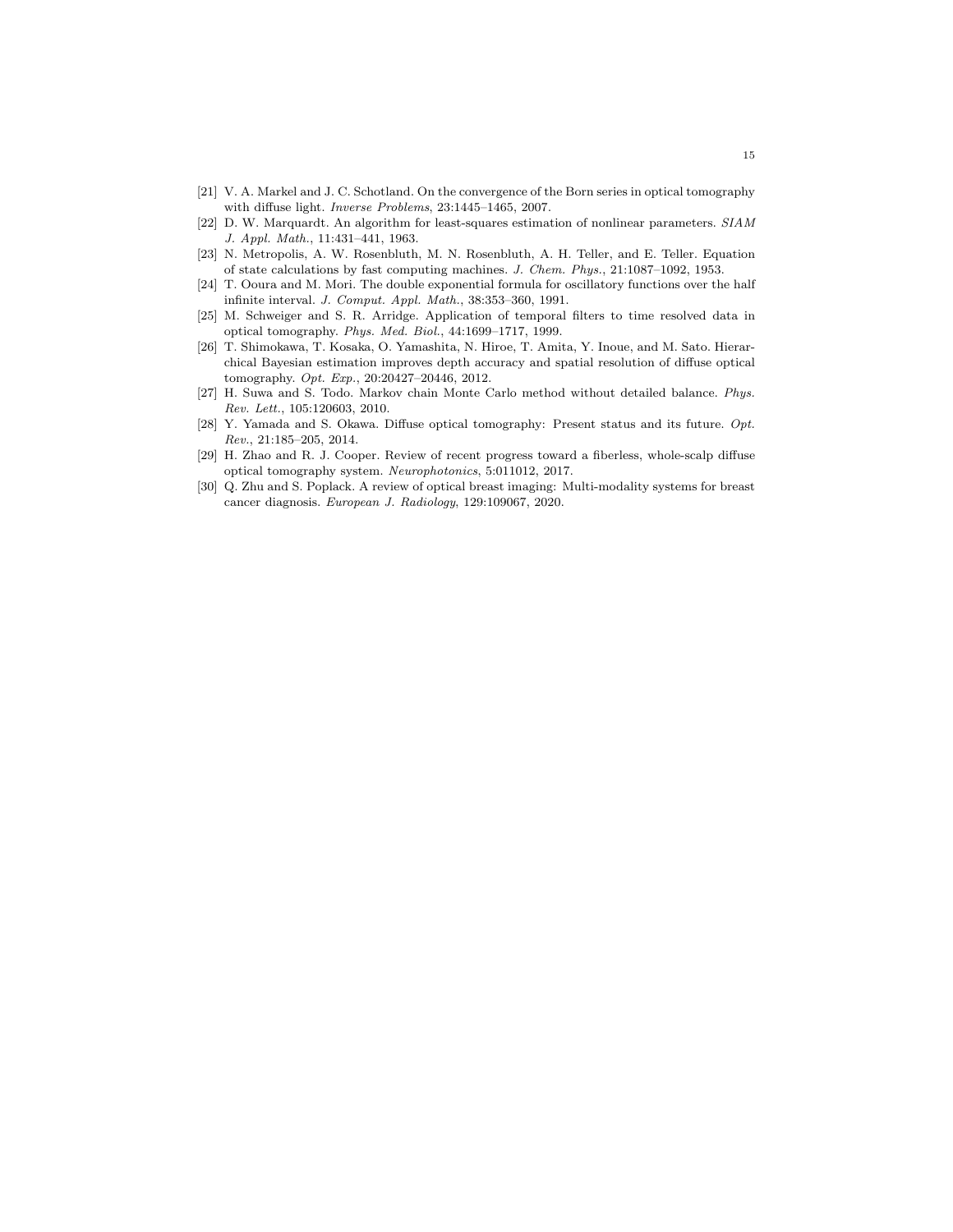[21] V. A. Markel and J. C. Schotland. On the convergence of the Born series in optical tomography with diffuse light. *Inverse Problems*, 23:1445–1465, 2007.

[22] D. W. Marquardt. An algorithm for least-squares estimation of nonlinear parameters. *SIAM J. Appl. Math.*, 11:431–441, 1963.

[23] N. Metropolis, A. W. Rosenbluth, M. N. Rosenbluth, A. H. Teller, and E. Teller. Equation of state calculations by fast computing machines. *J. Chem. Phys.*, 21:1087–1092, 1953.

[24] T. Ooura and M. Mori. The double exponential formula for oscillatory functions over the half infinite interval. *J. Comput. Appl. Math.*, 38:353–360, 1991.

[25] M. Schweiger and S. R. Arridge. Application of temporal filters to time resolved data in optical tomography. *Phys. Med. Biol.*, 44:1699–1717, 1999.

[26] T. Shimokawa, T. Kosaka, O. Yamashita, N. Hiroe, T. Amita, Y. Inoue, and M. Sato. Hierarchical Bayesian estimation improves depth accuracy and spatial resolution of diffuse optical tomography. *Opt. Exp.*, 20:20427–20446, 2012.

[27] H. Suwa and S. Todo. Markov chain Monte Carlo method without detailed balance. *Phys. Rev. Lett.*, 105:120603, 2010.

[28] Y. Yamada and S. Okawa. Diffuse optical tomography: Present status and its future. *Opt. Rev.*, 21:185–205, 2014.

[29] H. Zhao and R. J. Cooper. Review of recent progress toward a fiberless, whole-scalp diffuse optical tomography system. *Neurophotonics*, 5:011012, 2017.

[30] Q. Zhu and S. Poplack. A review of optical breast imaging: Multi-modality systems for breast cancer diagnosis. *European J. Radiology*, 129:109067, 2020.